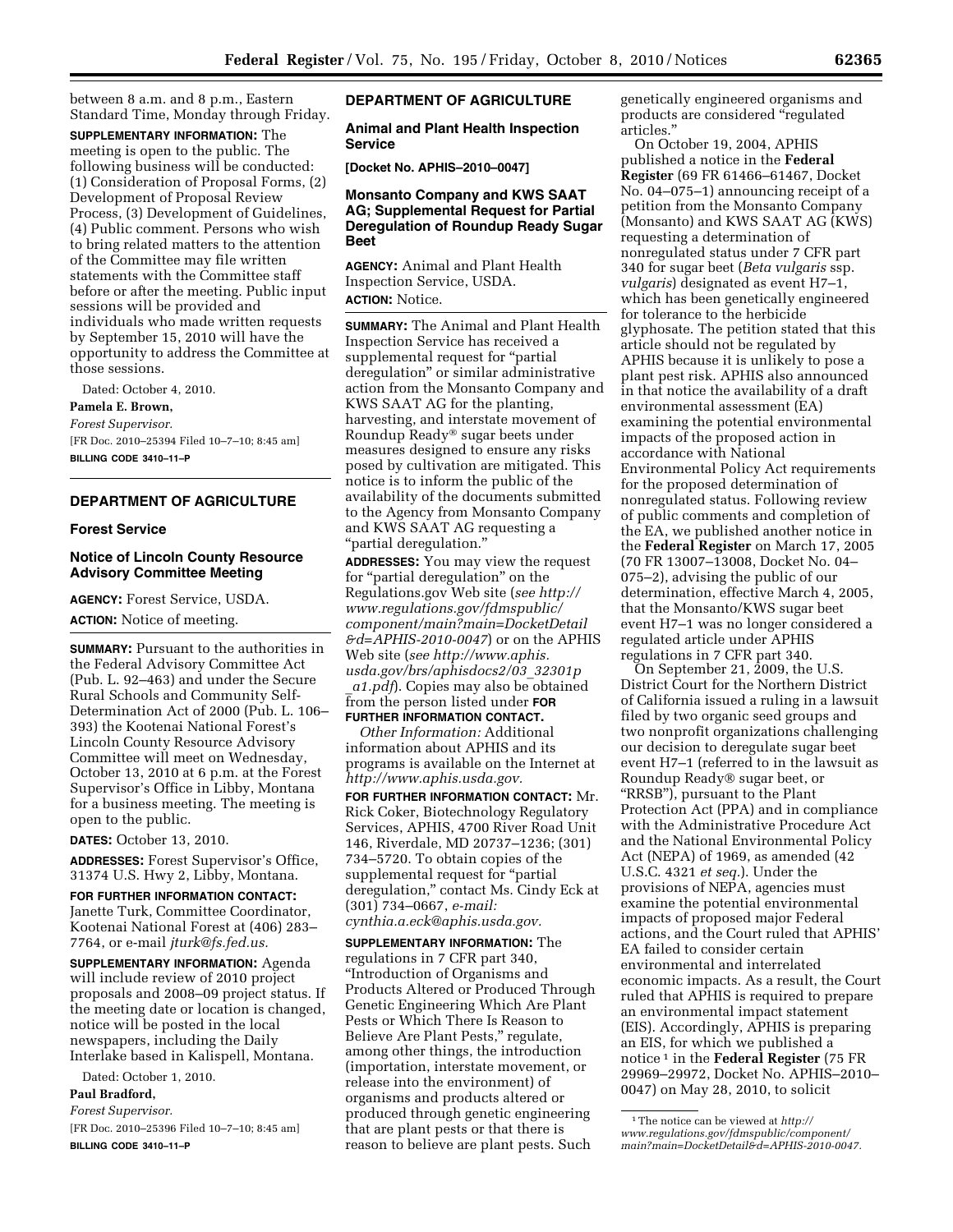between 8 a.m. and 8 p.m., Eastern Standard Time, Monday through Friday.

**SUPPLEMENTARY INFORMATION:** The meeting is open to the public. The following business will be conducted: (1) Consideration of Proposal Forms, (2) Development of Proposal Review Process, (3) Development of Guidelines, (4) Public comment. Persons who wish to bring related matters to the attention of the Committee may file written statements with the Committee staff before or after the meeting. Public input sessions will be provided and individuals who made written requests by September 15, 2010 will have the opportunity to address the Committee at those sessions.

Dated: October 4, 2010.

**Pamela E. Brown,**

*Forest Supervisor.*

[FR Doc. 2010–25394 Filed 10–7–10; 8:45 am]

**BILLING CODE 3410–11–P**

## DEPARTMENT OF AGRICULTURE

### Forest Service

### Notice of Lincoln County Resource Advisory Committee Meeting

**AGENCY:** Forest Service, USDA.

**ACTION:** Notice of meeting.

**SUMMARY:** Pursuant to the authorities in the Federal Advisory Committee Act (Pub. L. 92–463) and under the Secure Rural Schools and Community Self-Determination Act of 2000 (Pub. L. 106–393) the Kootenai National Forest's Lincoln County Resource Advisory Committee will meet on Wednesday, October 13, 2010 at 6 p.m. at the Forest Supervisor's Office in Libby, Montana for a business meeting. The meeting is open to the public.

**DATES:** October 13, 2010.

**ADDRESSES:** Forest Supervisor's Office, 31374 U.S. Hwy 2, Libby, Montana.

**FOR FURTHER INFORMATION CONTACT:** Janette Turk, Committee Coordinator, Kootenai National Forest at (406) 283–7764, or e-mail *jturk@fs.fed.us.*

**SUPPLEMENTARY INFORMATION:** Agenda will include review of 2010 project proposals and 2008–09 project status. If the meeting date or location is changed, notice will be posted in the local newspapers, including the Daily Interlake based in Kalispell, Montana.

Dated: October 1, 2010.

**Paul Bradford,**

*Forest Supervisor.*

[FR Doc. 2010–25396 Filed 10–7–10; 8:45 am]

**BILLING CODE 3410–11–P**

## DEPARTMENT OF AGRICULTURE

### Animal and Plant Health Inspection Service

**[Docket No. APHIS–2010–0047]**

### Monsanto Company and KWS SAAT AG; Supplemental Request for Partial Deregulation of Roundup Ready Sugar Beet

**AGENCY:** Animal and Plant Health Inspection Service, USDA.

**ACTION:** Notice.

**SUMMARY:** The Animal and Plant Health Inspection Service has received a supplemental request for "partial deregulation" or similar administrative action from the Monsanto Company and KWS SAAT AG for the planting, harvesting, and interstate movement of Roundup Ready® sugar beets under measures designed to ensure any risks posed by cultivation are mitigated. This notice is to inform the public of the availability of the documents submitted to the Agency from Monsanto Company and KWS SAAT AG requesting a "partial deregulation."

**ADDRESSES:** You may view the request for "partial deregulation" on the Regulations.gov Web site (*see http://www.regulations.gov/fdmspublic/component/main?main=DocketDetail&d=APHIS-2010-0047*) or on the APHIS Web site (*see http://www.aphis.usda.gov/brs/aphisdocs2/03_32301p_a1.pdf*). Copies may also be obtained from the person listed under **FOR FURTHER INFORMATION CONTACT.**

*Other Information:* Additional information about APHIS and its programs is available on the Internet at *http://www.aphis.usda.gov.*

**FOR FURTHER INFORMATION CONTACT:** Mr. Rick Coker, Biotechnology Regulatory Services, APHIS, 4700 River Road Unit 146, Riverdale, MD 20737–1236; (301) 734–5720. To obtain copies of the supplemental request for "partial deregulation," contact Ms. Cindy Eck at (301) 734–0667, *e-mail: cynthia.a.eck@aphis.usda.gov.*

**SUPPLEMENTARY INFORMATION:** The regulations in 7 CFR part 340, "Introduction of Organisms and Products Altered or Produced Through Genetic Engineering Which Are Plant Pests or Which There Is Reason to Believe Are Plant Pests," regulate, among other things, the introduction (importation, interstate movement, or release into the environment) of organisms and products altered or produced through genetic engineering that are plant pests or that there is reason to believe are plant pests. Such genetically engineered organisms and products are considered "regulated articles."

On October 19, 2004, APHIS published a notice in the **Federal Register** (69 FR 61466–61467, Docket No. 04–075–1) announcing receipt of a petition from the Monsanto Company (Monsanto) and KWS SAAT AG (KWS) requesting a determination of nonregulated status under 7 CFR part 340 for sugar beet (*Beta vulgaris* ssp. *vulgaris*) designated as event H7–1, which has been genetically engineered for tolerance to the herbicide glyphosate. The petition stated that this article should not be regulated by APHIS because it is unlikely to pose a plant pest risk. APHIS also announced in that notice the availability of a draft environmental assessment (EA) examining the potential environmental impacts of the proposed action in accordance with National Environmental Policy Act requirements for the proposed determination of nonregulated status. Following review of public comments and completion of the EA, we published another notice in the **Federal Register** on March 17, 2005 (70 FR 13007–13008, Docket No. 04–075–2), advising the public of our determination, effective March 4, 2005, that the Monsanto/KWS sugar beet event H7–1 was no longer considered a regulated article under APHIS regulations in 7 CFR part 340.

On September 21, 2009, the U.S. District Court for the Northern District of California issued a ruling in a lawsuit filed by two organic seed groups and two nonprofit organizations challenging our decision to deregulate sugar beet event H7–1 (referred to in the lawsuit as Roundup Ready® sugar beet, or "RRSB"), pursuant to the Plant Protection Act (PPA) and in compliance with the Administrative Procedure Act and the National Environmental Policy Act (NEPA) of 1969, as amended (42 U.S.C. 4321 *et seq.*). Under the provisions of NEPA, agencies must examine the potential environmental impacts of proposed major Federal actions, and the Court ruled that APHIS' EA failed to consider certain environmental and interrelated economic impacts. As a result, the Court ruled that APHIS is required to prepare an environmental impact statement (EIS). Accordingly, APHIS is preparing an EIS, for which we published a notice[1] in the **Federal Register** (75 FR 29969–29972, Docket No. APHIS–2010–0047) on May 28, 2010, to solicit

[1] The notice can be viewed at *http://www.regulations.gov/fdmspublic/component/main?main=DocketDetail&d=APHIS-2010-0047.*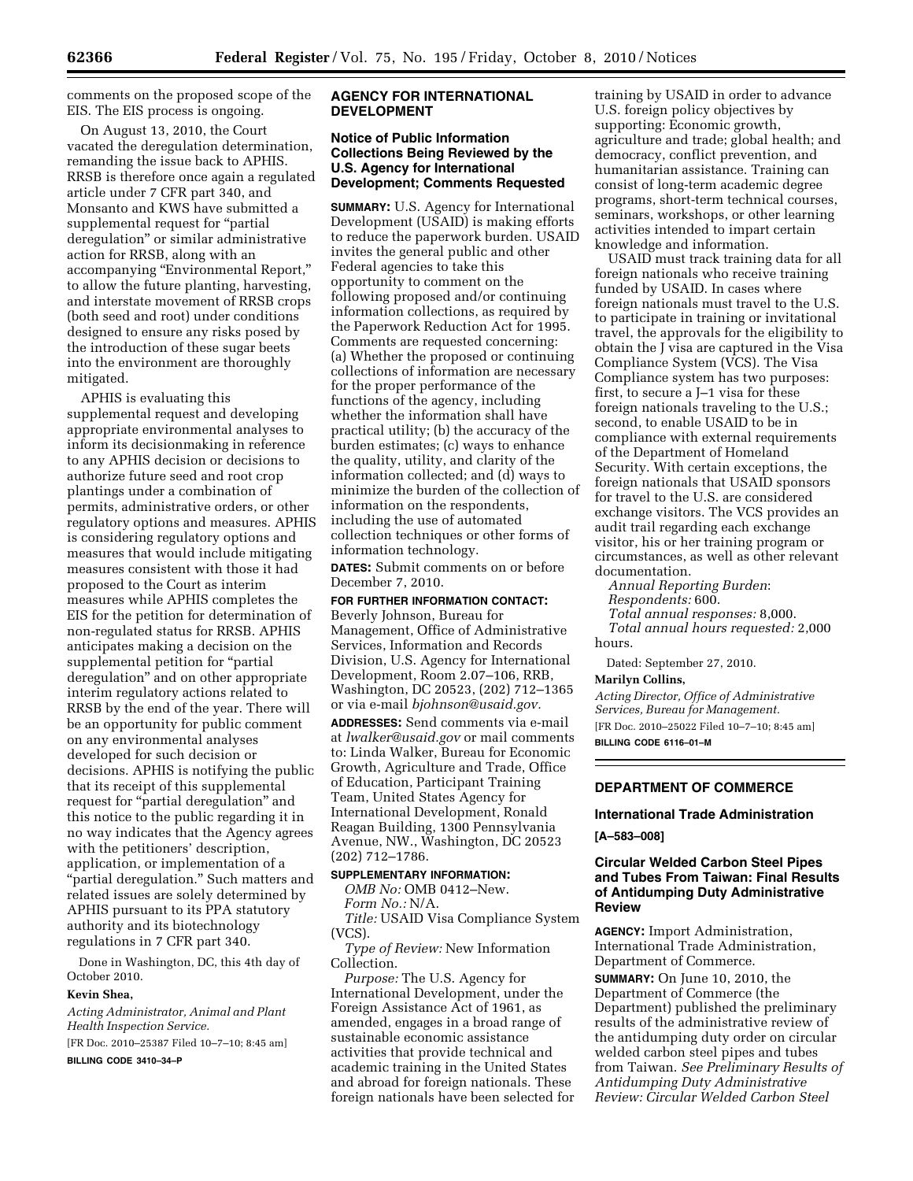comments on the proposed scope of the EIS. The EIS process is ongoing.

On August 13, 2010, the Court vacated the deregulation determination, remanding the issue back to APHIS. RRSB is therefore once again a regulated article under 7 CFR part 340, and Monsanto and KWS have submitted a supplemental request for "partial deregulation" or similar administrative action for RRSB, along with an accompanying "Environmental Report," to allow the future planting, harvesting, and interstate movement of RRSB crops (both seed and root) under conditions designed to ensure any risks posed by the introduction of these sugar beets into the environment are thoroughly mitigated.

APHIS is evaluating this supplemental request and developing appropriate environmental analyses to inform its decisionmaking in reference to any APHIS decision or decisions to authorize future seed and root crop plantings under a combination of permits, administrative orders, or other regulatory options and measures. APHIS is considering regulatory options and measures that would include mitigating measures consistent with those it had proposed to the Court as interim measures while APHIS completes the EIS for the petition for determination of non-regulated status for RRSB. APHIS anticipates making a decision on the supplemental petition for "partial deregulation" and on other appropriate interim regulatory actions related to RRSB by the end of the year. There will be an opportunity for public comment on any environmental analyses developed for such decision or decisions. APHIS is notifying the public that its receipt of this supplemental request for "partial deregulation" and this notice to the public regarding it in no way indicates that the Agency agrees with the petitioners' description, application, or implementation of a "partial deregulation." Such matters and related issues are solely determined by APHIS pursuant to its PPA statutory authority and its biotechnology regulations in 7 CFR part 340.

Done in Washington, DC, this 4th day of October 2010.

**Kevin Shea,**

*Acting Administrator, Animal and Plant Health Inspection Service.*

[FR Doc. 2010–25387 Filed 10–7–10; 8:45 am]

**BILLING CODE 3410–34–P**

## AGENCY FOR INTERNATIONAL DEVELOPMENT

### Notice of Public Information Collections Being Reviewed by the U.S. Agency for International Development; Comments Requested

**SUMMARY:** U.S. Agency for International Development (USAID) is making efforts to reduce the paperwork burden. USAID invites the general public and other Federal agencies to take this opportunity to comment on the following proposed and/or continuing information collections, as required by the Paperwork Reduction Act for 1995. Comments are requested concerning: (a) Whether the proposed or continuing collections of information are necessary for the proper performance of the functions of the agency, including whether the information shall have practical utility; (b) the accuracy of the burden estimates; (c) ways to enhance the quality, utility, and clarity of the information collected; and (d) ways to minimize the burden of the collection of information on the respondents, including the use of automated collection techniques or other forms of information technology.

**DATES:** Submit comments on or before December 7, 2010.

**FOR FURTHER INFORMATION CONTACT:** Beverly Johnson, Bureau for Management, Office of Administrative Services, Information and Records Division, U.S. Agency for International Development, Room 2.07–106, RRB, Washington, DC 20523, (202) 712–1365 or via e-mail *bjohnson@usaid.gov.*

**ADDRESSES:** Send comments via e-mail at *lwalker@usaid.gov* or mail comments to: Linda Walker, Bureau for Economic Growth, Agriculture and Trade, Office of Education, Participant Training Team, United States Agency for International Development, Ronald Reagan Building, 1300 Pennsylvania Avenue, NW., Washington, DC 20523 (202) 712–1786.

**SUPPLEMENTARY INFORMATION:**

*OMB No:* OMB 0412–New.

*Form No.:* N/A.

*Title:* USAID Visa Compliance System (VCS).

*Type of Review:* New Information Collection.

*Purpose:* The U.S. Agency for International Development, under the Foreign Assistance Act of 1961, as amended, engages in a broad range of sustainable economic assistance activities that provide technical and academic training in the United States and abroad for foreign nationals. These foreign nationals have been selected for training by USAID in order to advance U.S. foreign policy objectives by supporting: Economic growth, agriculture and trade; global health; and democracy, conflict prevention, and humanitarian assistance. Training can consist of long-term academic degree programs, short-term technical courses, seminars, workshops, or other learning activities intended to impart certain knowledge and information.

USAID must track training data for all foreign nationals who receive training funded by USAID. In cases where foreign nationals must travel to the U.S. to participate in training or invitational travel, the approvals for the eligibility to obtain the J visa are captured in the Visa Compliance System (VCS). The Visa Compliance system has two purposes: first, to secure a J–1 visa for these foreign nationals traveling to the U.S.; second, to enable USAID to be in compliance with external requirements of the Department of Homeland Security. With certain exceptions, the foreign nationals that USAID sponsors for travel to the U.S. are considered exchange visitors. The VCS provides an audit trail regarding each exchange visitor, his or her training program or circumstances, as well as other relevant documentation.

*Annual Reporting Burden*:

*Respondents:* 600.

*Total annual responses:* 8,000.

*Total annual hours requested:* 2,000 hours.

Dated: September 27, 2010.

**Marilyn Collins,**

*Acting Director, Office of Administrative Services, Bureau for Management.*

[FR Doc. 2010–25022 Filed 10–7–10; 8:45 am]

**BILLING CODE 6116–01–M**

## DEPARTMENT OF COMMERCE

### International Trade Administration

**[A–583–008]**

### Circular Welded Carbon Steel Pipes and Tubes From Taiwan: Final Results of Antidumping Duty Administrative Review

**AGENCY:** Import Administration, International Trade Administration, Department of Commerce.

**SUMMARY:** On June 10, 2010, the Department of Commerce (the Department) published the preliminary results of the administrative review of the antidumping duty order on circular welded carbon steel pipes and tubes from Taiwan. *See Preliminary Results of Antidumping Duty Administrative Review: Circular Welded Carbon Steel*